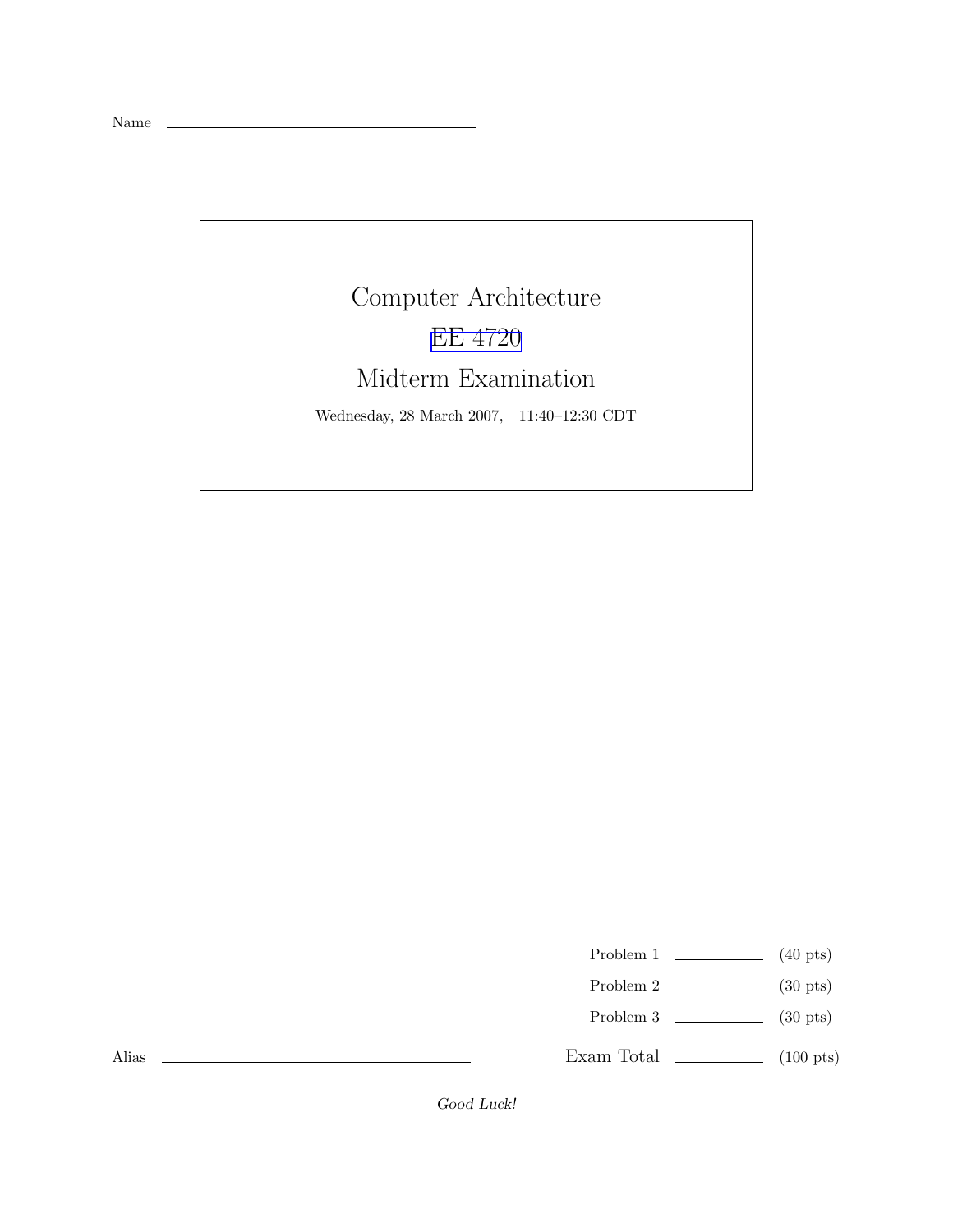Name \_\_\_\_\_\_\_\_\_\_\_\_\_\_\_\_\_\_\_\_\_\_\_\_\_\_\_\_\_\_

# Computer Architecture

# EE 4720

# Midterm Examination

Wednesday, 28 March 2007, 11:40–12:30 CDT

| | | |
|---|---|---|
| Problem 1 | \_\_\_\_\_\_\_\_ | (40 pts) |
| Problem 2 | \_\_\_\_\_\_\_\_ | (30 pts) |
| Problem 3 | \_\_\_\_\_\_\_\_ | (30 pts) |
| Exam Total | \_\_\_\_\_\_\_\_ | (100 pts) |

Alias \_\_\_\_\_\_\_\_\_\_\_\_\_\_\_\_\_\_\_\_\_\_\_\_\_\_\_\_\_\_

*Good Luck!*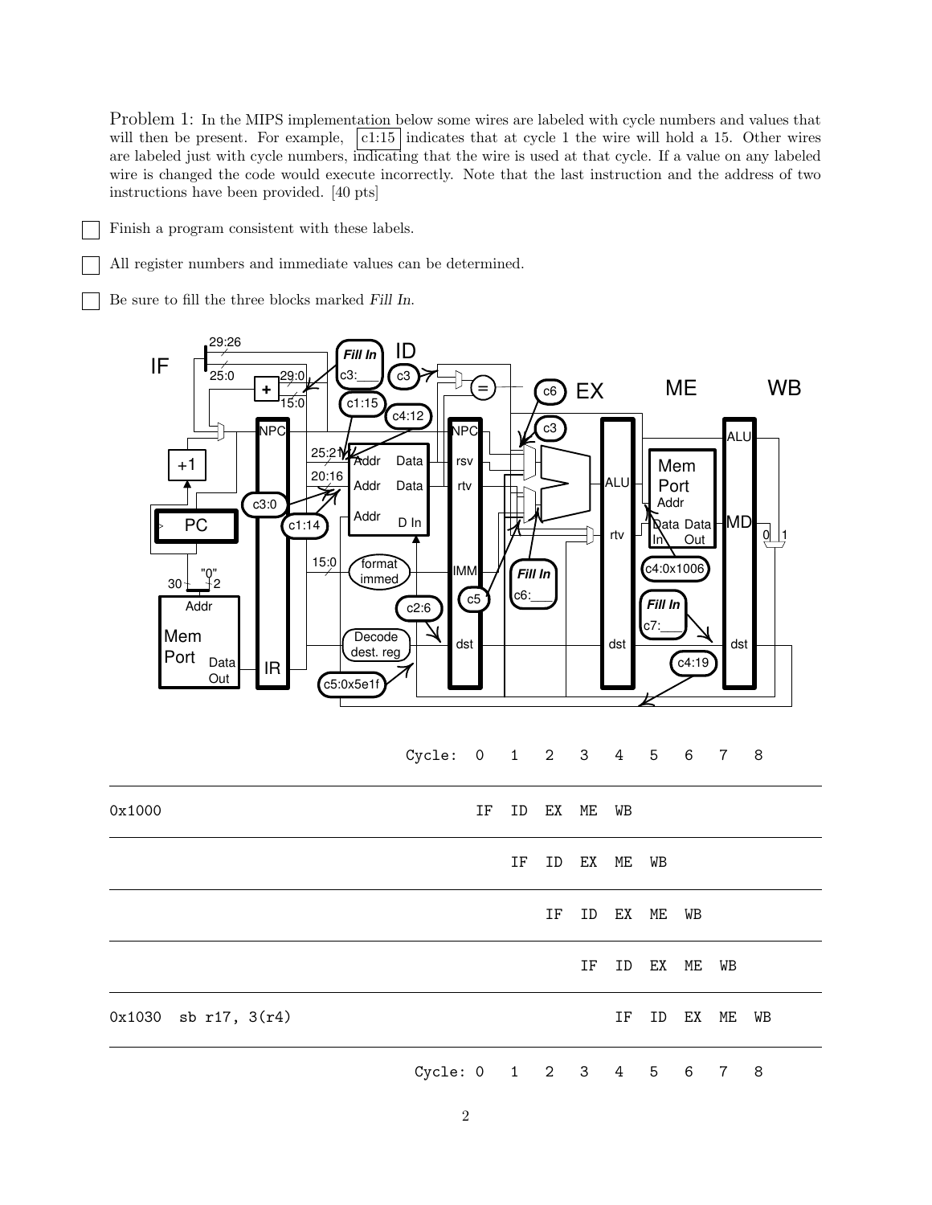Problem 1: In the MIPS implementation below some wires are labeled with cycle numbers and values that will then be present. For example, c1:15 indicates that at cycle 1 the wire will hold a 15. Other wires are labeled just with cycle numbers, indicating that the wire is used at that cycle. If a value on any labeled wire is changed the code would execute incorrectly. Note that the last instruction and the address of two instructions have been provided. [40 pts]

- [ ] Finish a program consistent with these labels.
- [ ] All register numbers and immediate values can be determined.
- [ ] Be sure to fill the three blocks marked *Fill In*.

| | Cycle: 0 | 1 | 2 | 3 | 4 | 5 | 6 | 7 | 8 |
|---|---|---|---|---|---|---|---|---|---|
| 0x1000 | IF | ID | EX | ME | WB | | | | |
| | | IF | ID | EX | ME | WB | | | |
| | | | IF | ID | EX | ME | WB | | |
| | | | | IF | ID | EX | ME | WB | |
| 0x1030 sb r17, 3(r4) | | | | | IF | ID | EX | ME | WB |
| | Cycle: 0 | 1 | 2 | 3 | 4 | 5 | 6 | 7 | 8 |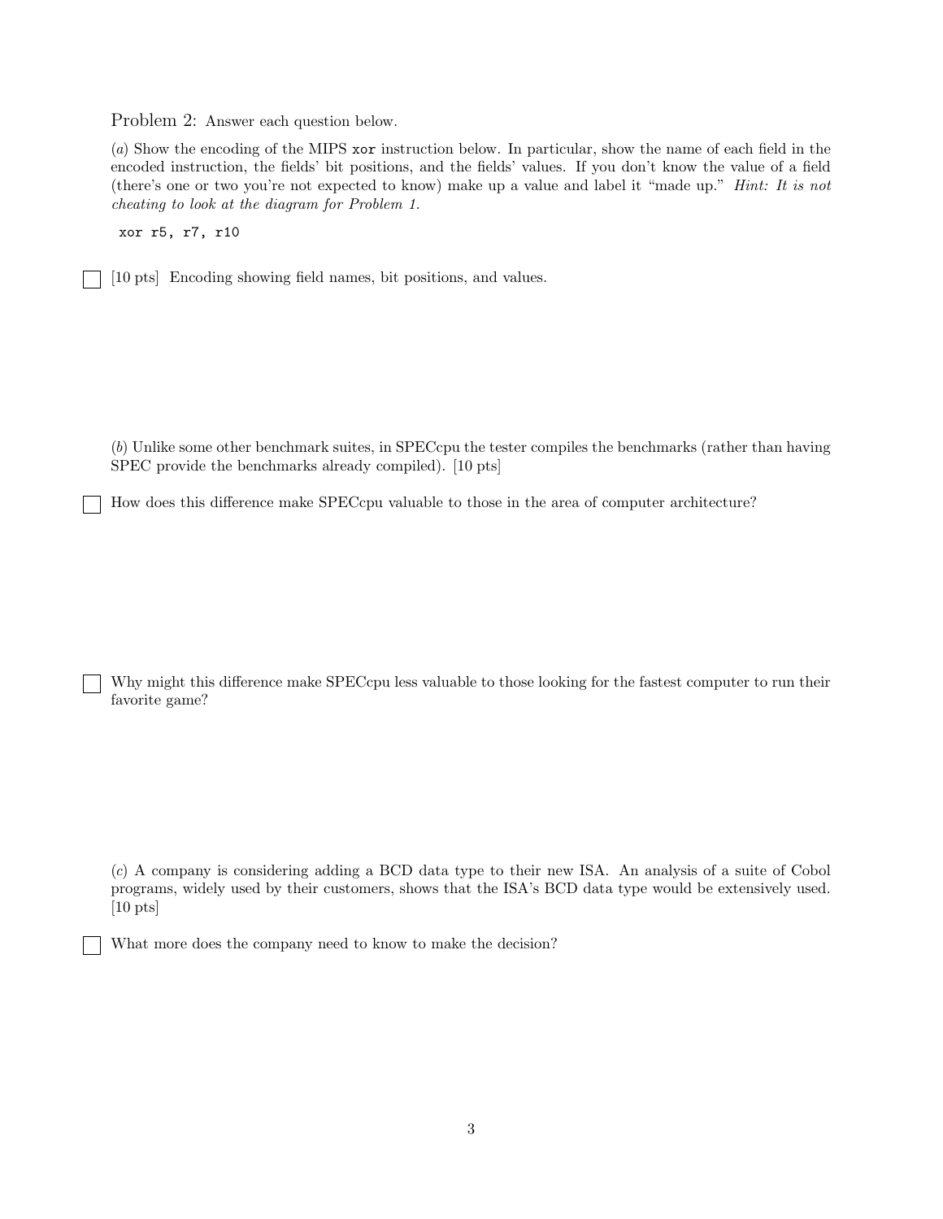Problem 2: Answer each question below.

(*a*) Show the encoding of the MIPS `xor` instruction below. In particular, show the name of each field in the encoded instruction, the fields' bit positions, and the fields' values. If you don't know the value of a field (there's one or two you're not expected to know) make up a value and label it "made up." *Hint: It is not cheating to look at the diagram for Problem 1.*

```
xor r5, r7, r10
```

☐ [10 pts] Encoding showing field names, bit positions, and values.

(*b*) Unlike some other benchmark suites, in SPECcpu the tester compiles the benchmarks (rather than having SPEC provide the benchmarks already compiled). [10 pts]

☐ How does this difference make SPECcpu valuable to those in the area of computer architecture?

☐ Why might this difference make SPECcpu less valuable to those looking for the fastest computer to run their favorite game?

(*c*) A company is considering adding a BCD data type to their new ISA. An analysis of a suite of Cobol programs, widely used by their customers, shows that the ISA's BCD data type would be extensively used. [10 pts]

☐ What more does the company need to know to make the decision?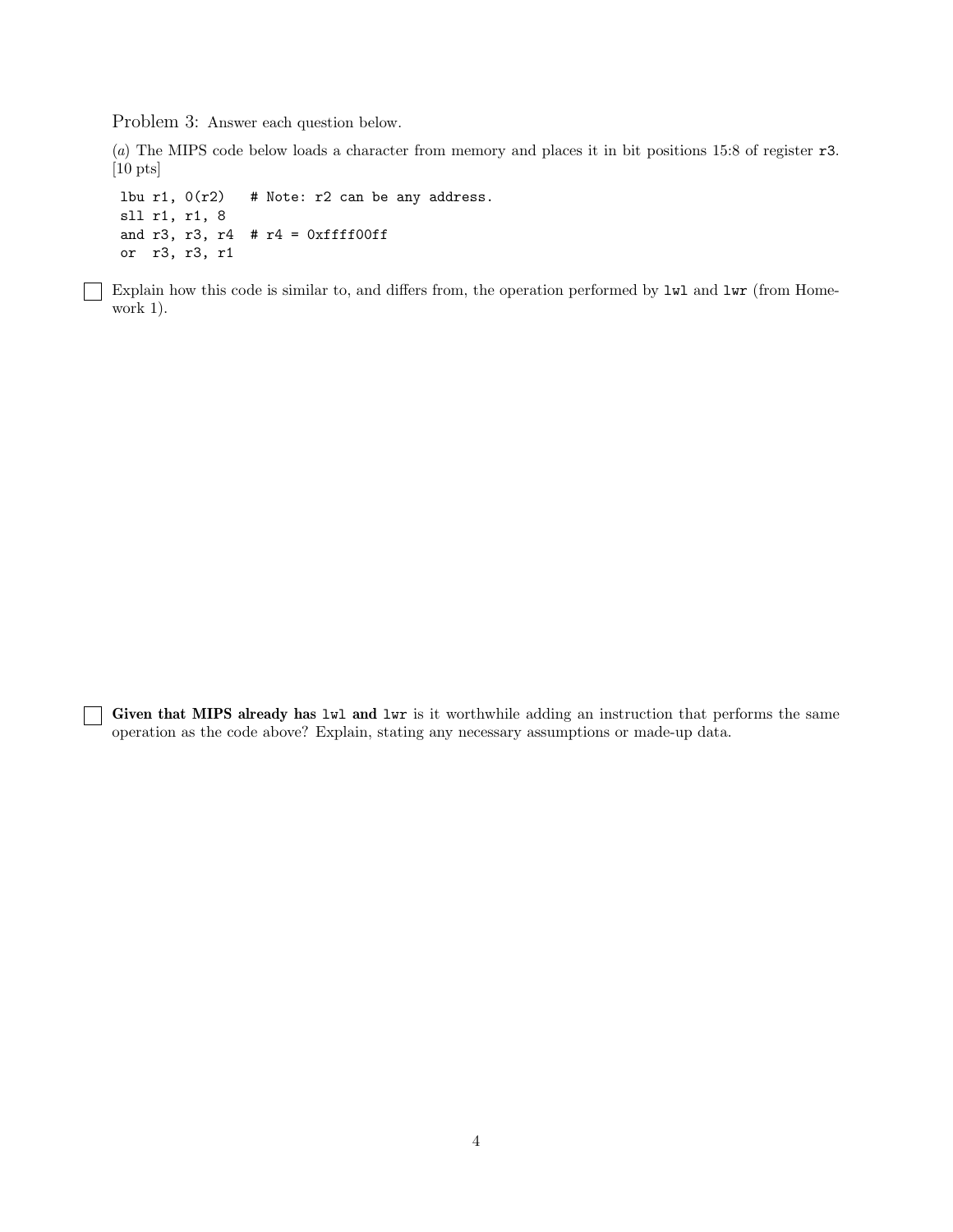Problem 3: Answer each question below.

(*a*) The MIPS code below loads a character from memory and places it in bit positions 15:8 of register `r3`. [10 pts]

```
lbu r1, 0(r2)    # Note: r2 can be any address.
sll r1, r1, 8
and r3, r3, r4   # r4 = 0xffff00ff
or  r3, r3, r1
```

☐ Explain how this code is similar to, and differs from, the operation performed by `lwl` and `lwr` (from Homework 1).

☐ **Given that MIPS already has `lwl` and `lwr`** is it worthwhile adding an instruction that performs the same operation as the code above? Explain, stating any necessary assumptions or made-up data.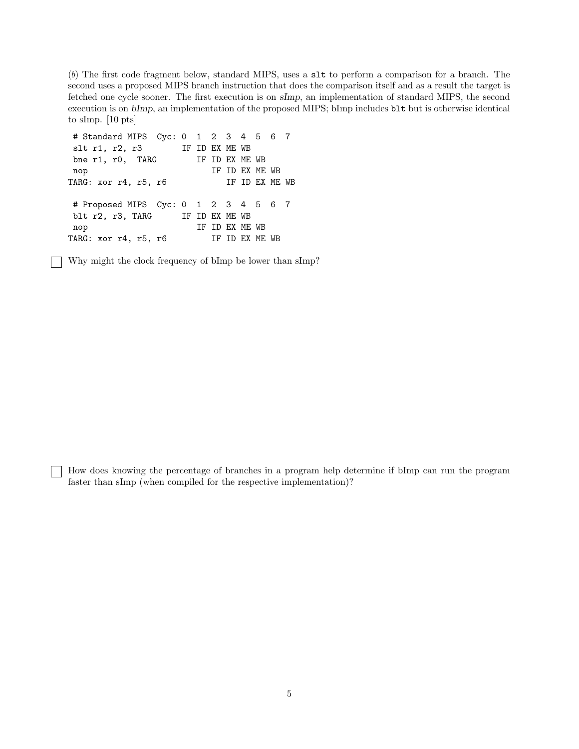(*b*) The first code fragment below, standard MIPS, uses a `slt` to perform a comparison for a branch. The second uses a proposed MIPS branch instruction that does the comparison itself and as a result the target is fetched one cycle sooner. The first execution is on *sImp*, an implementation of standard MIPS, the second execution is on *bImp*, an implementation of the proposed MIPS; bImp includes `blt` but is otherwise identical to sImp. [10 pts]

```
 # Standard MIPS  Cyc: 0  1  2  3  4  5  6  7
 slt r1, r2, r3       IF ID EX ME WB
 bne r1, r0,  TARG       IF ID EX ME WB
 nop                        IF ID EX ME WB
TARG: xor r4, r5, r6           IF ID EX ME WB

 # Proposed MIPS  Cyc: 0  1  2  3  4  5  6  7
 blt r2, r3, TARG     IF ID EX ME WB
 nop                     IF ID EX ME WB
TARG: xor r4, r5, r6        IF ID EX ME WB
```

☐ Why might the clock frequency of bImp be lower than sImp?

☐ How does knowing the percentage of branches in a program help determine if bImp can run the program faster than sImp (when compiled for the respective implementation)?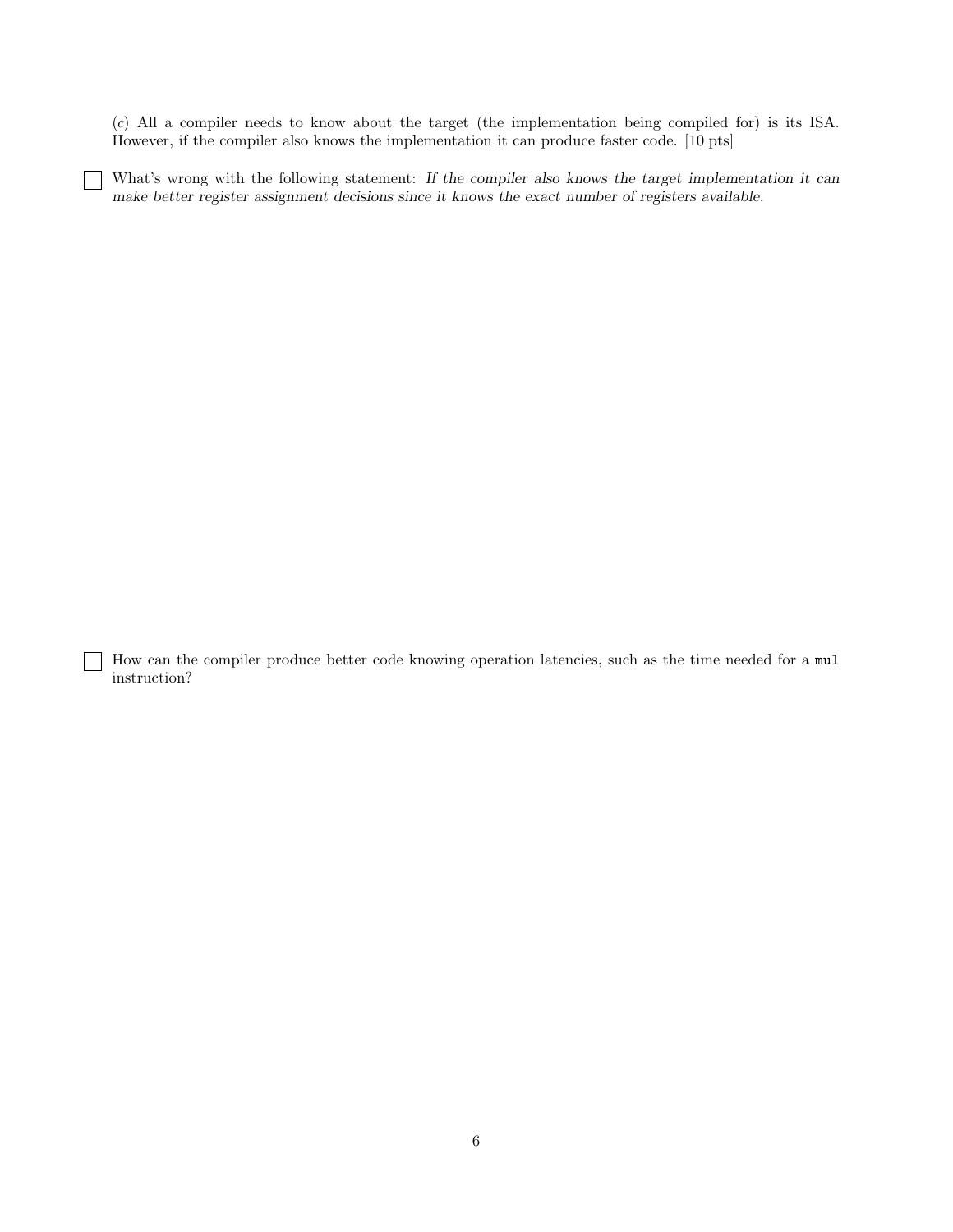(*c*) All a compiler needs to know about the target (the implementation being compiled for) is its ISA. However, if the compiler also knows the implementation it can produce faster code. [10 pts]

☐ What's wrong with the following statement: *If the compiler also knows the target implementation it can make better register assignment decisions since it knows the exact number of registers available.*

☐ How can the compiler produce better code knowing operation latencies, such as the time needed for a `mul` instruction?